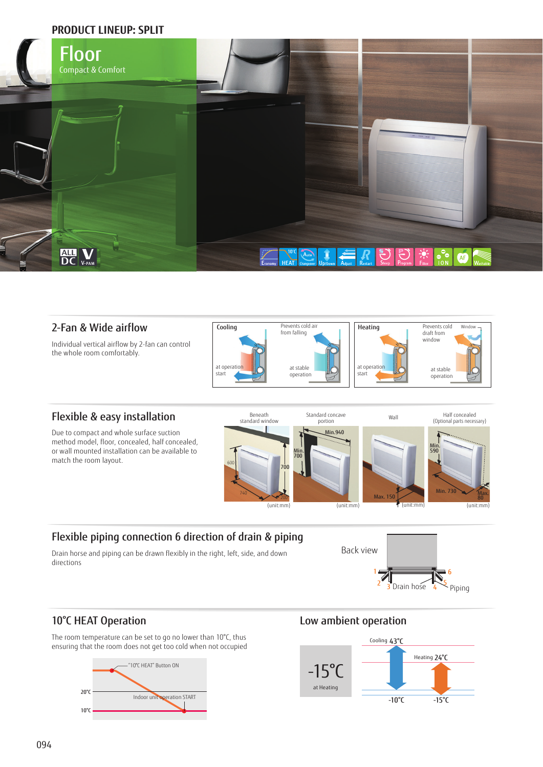# PRODUCT LINEUP: SPLIT

## Floor

Compact & Comfort

## 2-Fan & Wide airflow

Individual vertical airflow by 2-fan can control the whole room comfortably.

Cooling — at operation start / Prevents cold air from falling — at stable operation

Heating — at operation start / Prevents cold draft from window — at stable operation

## Flexible & easy installation

Due to compact and whole surface suction method model, floor, concealed, half concealed, or wall mounted installation can be available to match the room layout.

Beneath standard window — 600, 740, 700, 200 (unit:mm)

Standard concave portion — Min. 940, Min. 700 (unit:mm)

Wall — Max. 150 (unit:mm)

Half concealed (Optional parts necessary) — Min. 590, Min. 730, Max. 80 (unit:mm)

## Flexible piping connection 6 direction of drain & piping

Drain horse and piping can be drawn flexibly in the right, left, side, and down directions

Back view — 1, 2, 3 Drain hose, 4, 5, 6 Piping

## 10°C HEAT Operation

The room temperature can be set to go no lower than 10°C, thus ensuring that the room does not get too cold when not occupied

"10°C HEAT" Button ON — Indoor unit operation START — 20°C — 10°C

## Low ambient operation

-15°C at Heating

Cooling 43°C, -10°C

Heating 24°C, -15°C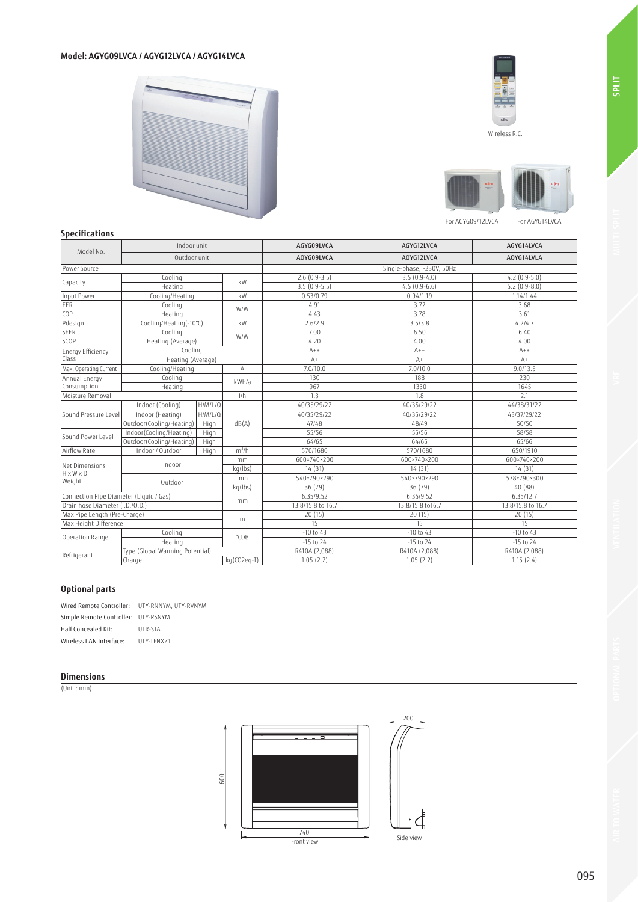**Model: AGYG09LVCA / AGYG12LVCA / AGYG14LVCA**

Wireless R.C.

For AGYG09/12LVCA　　For AGYG14LVCA

## Specifications

| Model No. | Indoor unit | | | AGYG09LVCA | AGYG12LVCA | AGYG14LVCA |
|---|---|---|---|---|---|---|
| | Outdoor unit | | | AOYG09LVCA | AOYG12LVCA | AOYG14LVLA |
| Power Source | | | | Single-phase, ~230V, 50Hz | | |
| Capacity | Cooling | | kW | 2.6 (0.9-3.5) | 3.5 (0.9-4.0) | 4.2 (0.9-5.0) |
| | Heating | | | 3.5 (0.9-5.5) | 4.5 (0.9-6.6) | 5.2 (0.9-8.0) |
| Input Power | Cooling/Heating | | kW | 0.53/0.79 | 0.94/1.19 | 1.14/1.44 |
| EER | Cooling | | W/W | 4.91 | 3.72 | 3.68 |
| COP | Heating | | | 4.43 | 3.78 | 3.61 |
| Pdesign | Cooling/Heating(-10°C) | | kW | 2.6/2.9 | 3.5/3.8 | 4.2/4.7 |
| SEER | Cooling | | W/W | 7.00 | 6.50 | 6.40 |
| SCOP | Heating (Average) | | | 4.20 | 4.00 | 4.00 |
| Energy Efficiency Class | Cooling | | | A++ | A++ | A++ |
| | Heating (Average) | | | A+ | A+ | A+ |
| Max. Operating Current | Cooling/Heating | | A | 7.0/10.0 | 7.0/10.0 | 9.0/13.5 |
| Annual Energy Consumption | Cooling | | kWh/a | 130 | 188 | 230 |
| | Heating | | | 967 | 1330 | 1645 |
| Moisture Removal | | | l/h | 1.3 | 1.8 | 2.1 |
| Sound Pressure Level | Indoor (Cooling) | H/M/L/Q | dB(A) | 40/35/29/22 | 40/35/29/22 | 44/38/31/22 |
| | Indoor (Heating) | H/M/L/Q | | 40/35/29/22 | 40/35/29/22 | 43/37/29/22 |
| | Outdoor(Cooling/Heating) | High | | 47/48 | 48/49 | 50/50 |
| Sound Power Level | Indoor(Cooling/Heating) | High | | 55/56 | 55/56 | 58/58 |
| | Outdoor(Cooling/Heating) | High | | 64/65 | 64/65 | 65/66 |
| Airflow Rate | Indoor / Outdoor | High | $m^3/h$ | 570/1680 | 570/1680 | 650/1910 |
| Net Dimensions H x W x D Weight | Indoor | | mm | 600×740×200 | 600×740×200 | 600×740×200 |
| | | | kg(lbs) | 14 (31) | 14 (31) | 14 (31) |
| | Outdoor | | mm | 540×790×290 | 540×790×290 | 578×790×300 |
| | | | kg(lbs) | 36 (79) | 36 (79) | 40 (88) |
| Connection Pipe Diameter (Liquid / Gas) | | | mm | 6.35/9.52 | 6.35/9.52 | 6.35/12.7 |
| Drain hose Diameter (I.D./O.D.) | | | | 13.8/15.8 to 16.7 | 13.8/15.8 to16.7 | 13.8/15.8 to 16.7 |
| Max Pipe Length (Pre-Charge) | | | m | 20 (15) | 20 (15) | 20 (15) |
| Max Height Difference | | | | 15 | 15 | 15 |
| Operation Range | Cooling | | °CDB | -10 to 43 | -10 to 43 | -10 to 43 |
| | Heating | | | -15 to 24 | -15 to 24 | -15 to 24 |
| Refrigerant | Type (Global Warming Potential) | | | R410A (2,088) | R410A (2,088) | R410A (2,088) |
| | Charge | | kg(CO2eq-T) | 1.05 (2.2) | 1.05 (2.2) | 1.15 (2.4) |

## Optional parts

| | |
|---|---|
| Wired Remote Controller: | UTY-RNNYM, UTY-RVNYM |
| Simple Remote Controller: | UTY-RSNYM |
| Half Concealed Kit: | UTR-STA |
| Wireless LAN Interface: | UTY-TFNXZ1 |

## Dimensions

(Unit : mm)

600

740

Front view

200

Side view